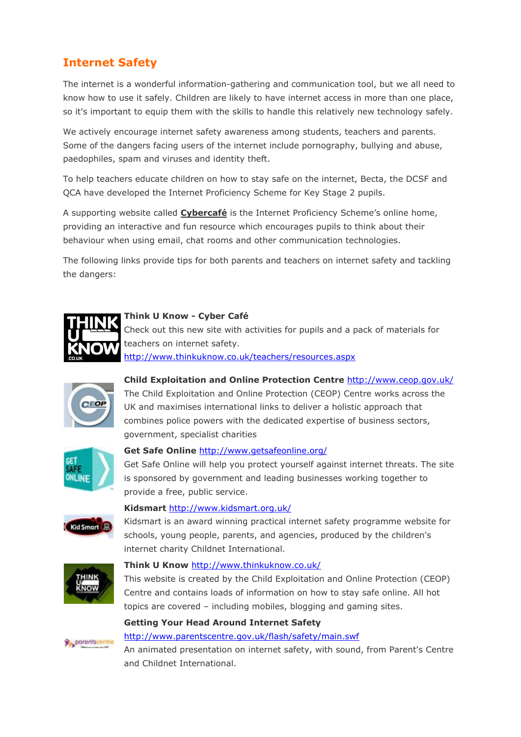## Internet Safety

The internet is a wonderful information-gathering and communication tool, but we all need to know how to use it safely. Children are likely to have internet access in more than one place, so it's important to equip them with the skills to handle this relatively new technology safely.

We actively encourage internet safety awareness among students, teachers and parents. Some of the dangers facing users of the internet include pornography, bullying and abuse, paedophiles, spam and viruses and identity theft.

To help teachers educate children on how to stay safe on the internet, Becta, the DCSF and QCA have developed the Internet Proficiency Scheme for Key Stage 2 pupils.

A supporting website called **Cybercafé** is the Internet Proficiency Scheme's online home, providing an interactive and fun resource which encourages pupils to think about their behaviour when using email, chat rooms and other communication technologies.

The following links provide tips for both parents and teachers on internet safety and tackling the dangers:

**Think U Know - Cyber Café**
Check out this new site with activities for pupils and a pack of materials for teachers on internet safety.
http://www.thinkuknow.co.uk/teachers/resources.aspx

**Child Exploitation and Online Protection Centre** http://www.ceop.gov.uk/
The Child Exploitation and Online Protection (CEOP) Centre works across the UK and maximises international links to deliver a holistic approach that combines police powers with the dedicated expertise of business sectors, government, specialist charities

**Get Safe Online** http://www.getsafeonline.org/
Get Safe Online will help you protect yourself against internet threats. The site is sponsored by government and leading businesses working together to provide a free, public service.

**Kidsmart** http://www.kidsmart.org.uk/
Kidsmart is an award winning practical internet safety programme website for schools, young people, parents, and agencies, produced by the children's internet charity Childnet International.

**Think U Know** http://www.thinkuknow.co.uk/
This website is created by the Child Exploitation and Online Protection (CEOP) Centre and contains loads of information on how to stay safe online. All hot topics are covered – including mobiles, blogging and gaming sites.

**Getting Your Head Around Internet Safety**
http://www.parentscentre.gov.uk/flash/safety/main.swf
An animated presentation on internet safety, with sound, from Parent's Centre and Childnet International.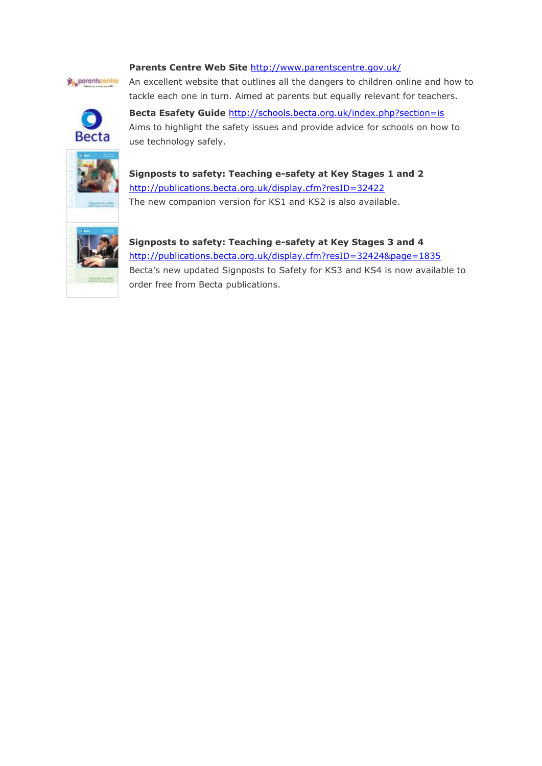**Parents Centre Web Site** http://www.parentscentre.gov.uk/
An excellent website that outlines all the dangers to children online and how to tackle each one in turn. Aimed at parents but equally relevant for teachers.

**Becta Esafety Guide** http://schools.becta.org.uk/index.php?section=is
Aims to highlight the safety issues and provide advice for schools on how to use technology safely.

**Signposts to safety: Teaching e-safety at Key Stages 1 and 2**
http://publications.becta.org.uk/display.cfm?resID=32422
The new companion version for KS1 and KS2 is also available.

**Signposts to safety: Teaching e-safety at Key Stages 3 and 4**
http://publications.becta.org.uk/display.cfm?resID=32424&page=1835
Becta's new updated Signposts to Safety for KS3 and KS4 is now available to order free from Becta publications.